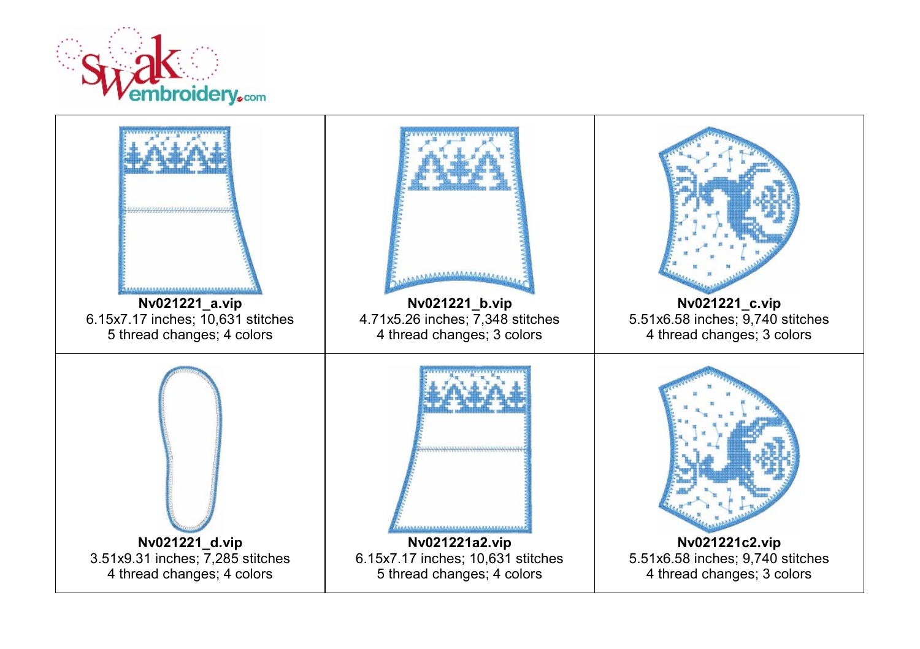| | | |
|---|---|---|
| **Nv021221_a.vip**<br>6.15x7.17 inches; 10,631 stitches<br>5 thread changes; 4 colors | **Nv021221_b.vip**<br>4.71x5.26 inches; 7,348 stitches<br>4 thread changes; 3 colors | **Nv021221_c.vip**<br>5.51x6.58 inches; 9,740 stitches<br>4 thread changes; 3 colors |
| **Nv021221_d.vip**<br>3.51x9.31 inches; 7,285 stitches<br>4 thread changes; 4 colors | **Nv021221a2.vip**<br>6.15x7.17 inches; 10,631 stitches<br>5 thread changes; 4 colors | **Nv021221c2.vip**<br>5.51x6.58 inches; 9,740 stitches<br>4 thread changes; 3 colors |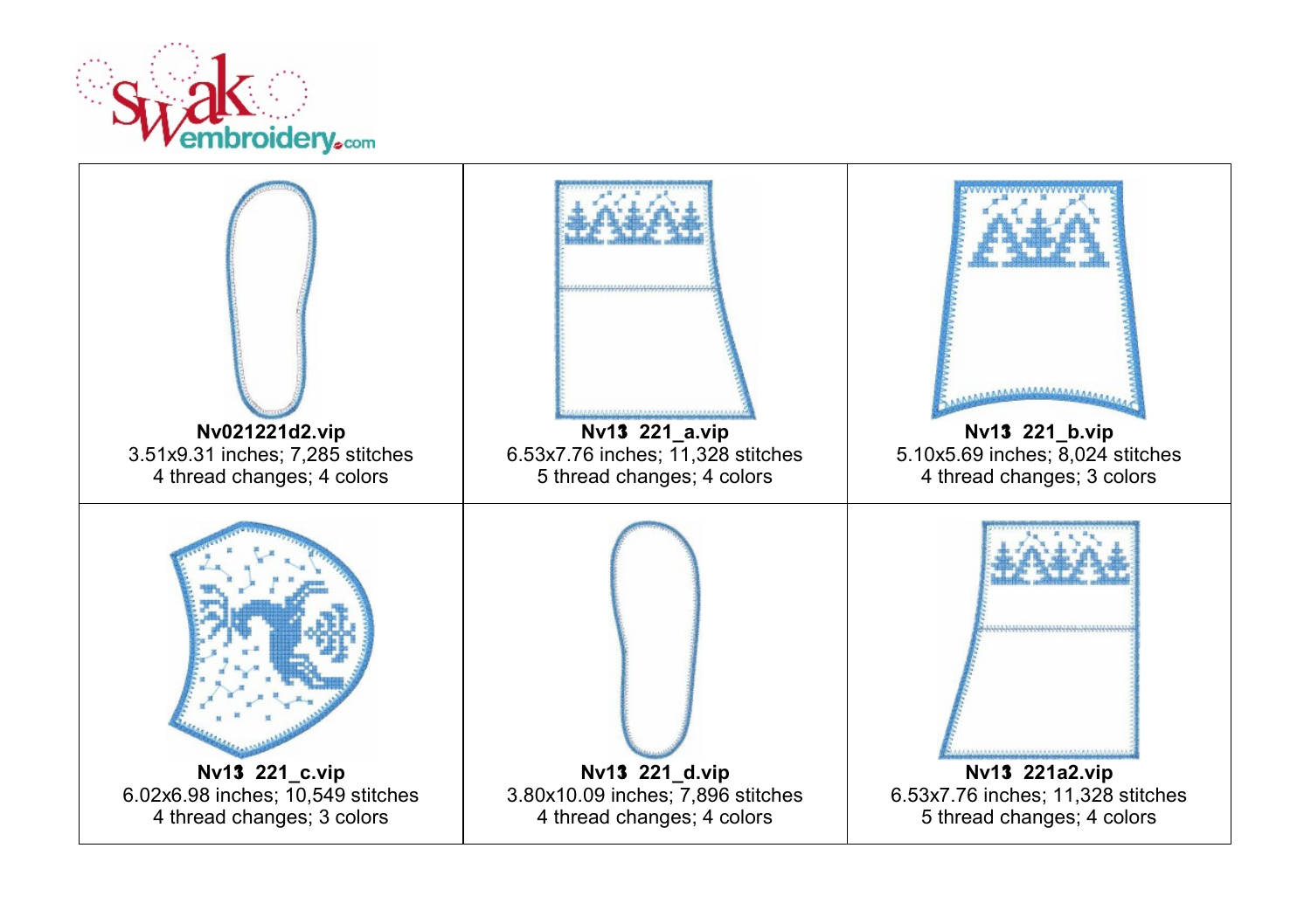| | | |
|---|---|---|
| **Nv021221d2.vip**<br>3.51x9.31 inches; 7,285 stitches<br>4 thread changes; 4 colors | **Nv13 221_a.vip**<br>6.53x7.76 inches; 11,328 stitches<br>5 thread changes; 4 colors | **Nv13 221_b.vip**<br>5.10x5.69 inches; 8,024 stitches<br>4 thread changes; 3 colors |
| **Nv13 221_c.vip**<br>6.02x6.98 inches; 10,549 stitches<br>4 thread changes; 3 colors | **Nv13 221_d.vip**<br>3.80x10.09 inches; 7,896 stitches<br>4 thread changes; 4 colors | **Nv13 221a2.vip**<br>6.53x7.76 inches; 11,328 stitches<br>5 thread changes; 4 colors |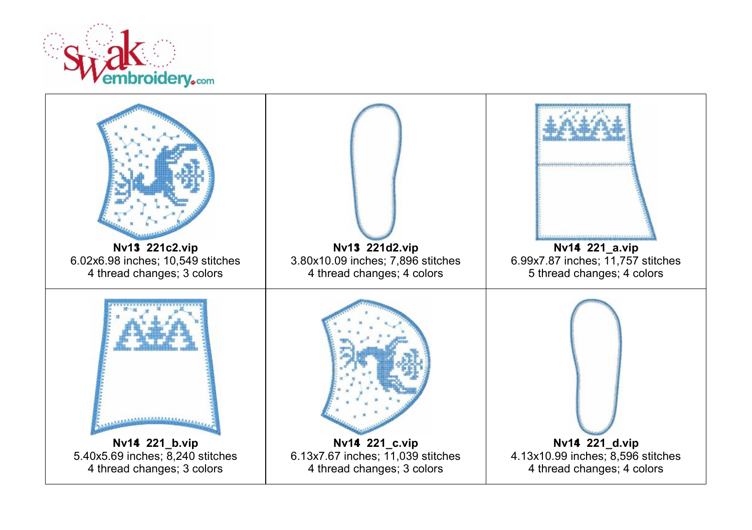| | | |
|---|---|---|
| **Nv13 221c2.vip**<br>6.02x6.98 inches; 10,549 stitches<br>4 thread changes; 3 colors | **Nv13 221d2.vip**<br>3.80x10.09 inches; 7,896 stitches<br>4 thread changes; 4 colors | **Nv14 221_a.vip**<br>6.99x7.87 inches; 11,757 stitches<br>5 thread changes; 4 colors |
| **Nv14 221_b.vip**<br>5.40x5.69 inches; 8,240 stitches<br>4 thread changes; 3 colors | **Nv14 221_c.vip**<br>6.13x7.67 inches; 11,039 stitches<br>4 thread changes; 3 colors | **Nv14 221_d.vip**<br>4.13x10.99 inches; 8,596 stitches<br>4 thread changes; 4 colors |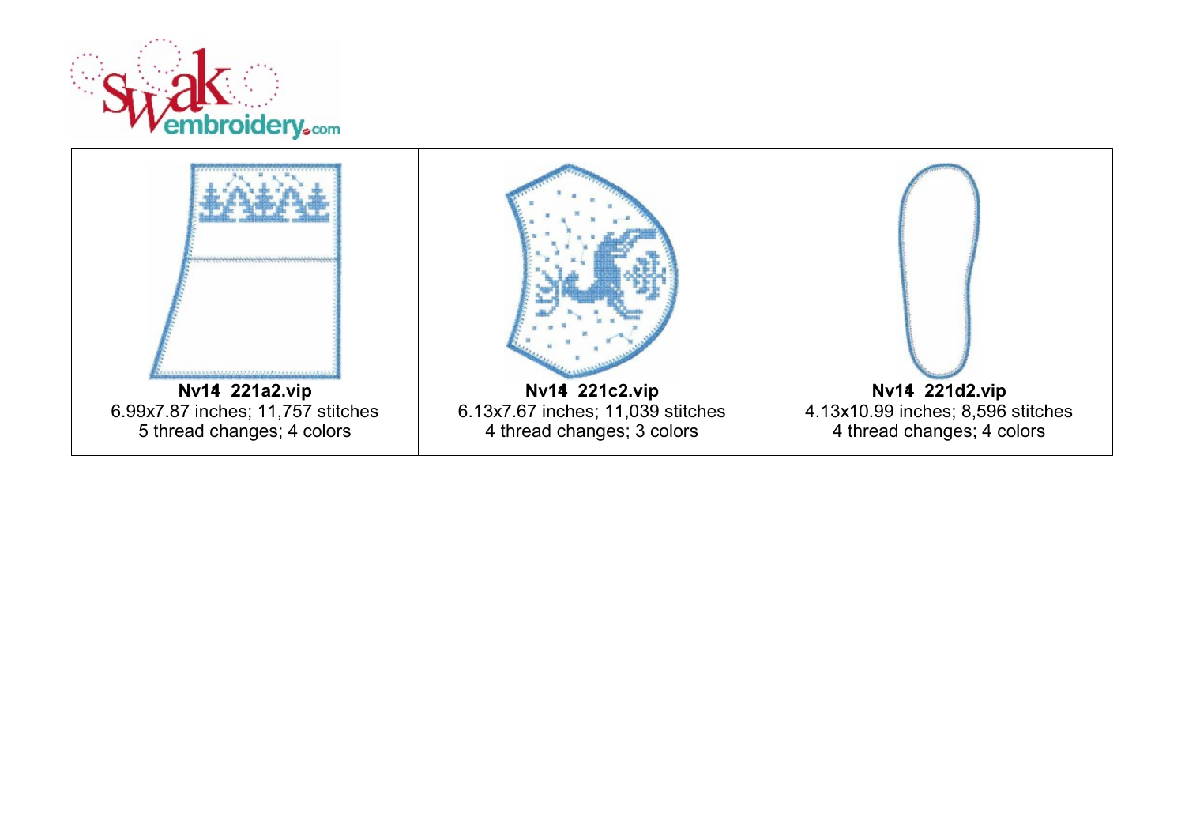| | | |
|---|---|---|
| **Nv14 221a2.vip**<br>6.99x7.87 inches; 11,757 stitches<br>5 thread changes; 4 colors | **Nv14 221c2.vip**<br>6.13x7.67 inches; 11,039 stitches<br>4 thread changes; 3 colors | **Nv14 221d2.vip**<br>4.13x10.99 inches; 8,596 stitches<br>4 thread changes; 4 colors |